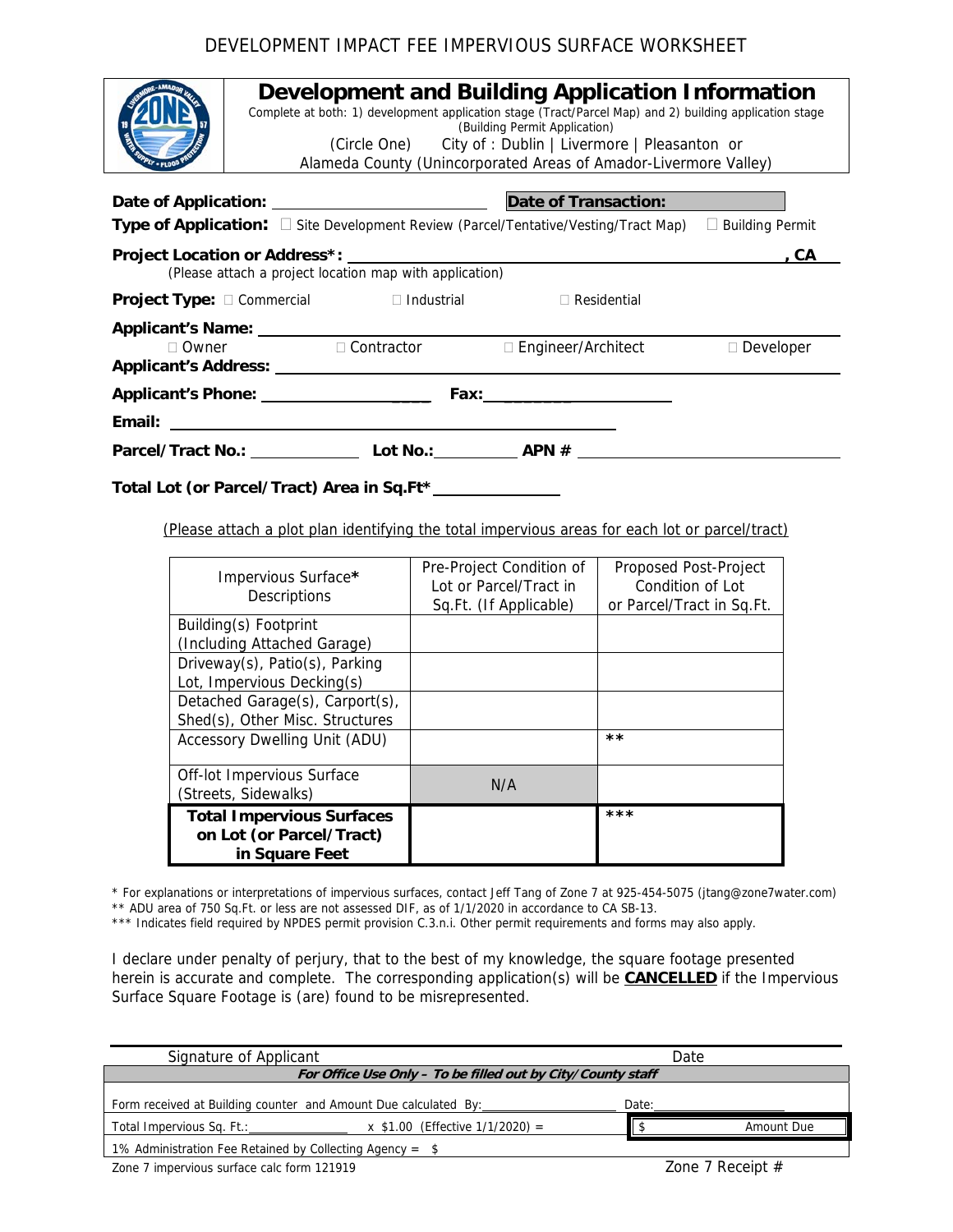DEVELOPMENT IMPACT FEE IMPERVIOUS SURFACE WORKSHEET

# Development and Building Application Information

Complete at both: 1) development application stage (Tract/Parcel Map) and 2) building application stage (Building Permit Application)

(Circle One) City of : Dublin | Livermore | Pleasanton or Alameda County (Unincorporated Areas of Amador-Livermore Valley)

**Date of Application:** ______________________ **Date of Transaction:**

**Type of Application:** ☐ Site Development Review (Parcel/Tentative/Vesting/Tract Map) ☐ Building Permit

**Project Location or Address*:** ________________________________________, **CA**

(Please attach a project location map with application)

**Project Type:** ☐ Commercial ☐ Industrial ☐ Residential

**Applicant's Name:** ________________________________________

☐ Owner ☐ Contractor ☐ Engineer/Architect ☐ Developer

**Applicant's Address:** ________________________________________

**Applicant's Phone:** ____________________ **Fax:** ____________________

**Email:** ________________________________________

**Parcel/Tract No.:** ____________ **Lot No.:** ________ **APN #** ____________________

**Total Lot (or Parcel/Tract) Area in Sq.Ft*** ______________

(Please attach a plot plan identifying the total impervious areas for each lot or parcel/tract)

| Impervious Surface* Descriptions | Pre-Project Condition of Lot or Parcel/Tract in Sq.Ft. (If Applicable) | Proposed Post-Project Condition of Lot or Parcel/Tract in Sq.Ft. |
|---|---|---|
| Building(s) Footprint (Including Attached Garage) | | |
| Driveway(s), Patio(s), Parking Lot, Impervious Decking(s) | | |
| Detached Garage(s), Carport(s), Shed(s), Other Misc. Structures | | |
| Accessory Dwelling Unit (ADU) | | ** |
| Off-lot Impervious Surface (Streets, Sidewalks) | N/A | |
| **Total Impervious Surfaces on Lot (or Parcel/Tract) in Square Feet** | | *** |

* For explanations or interpretations of impervious surfaces, contact Jeff Tang of Zone 7 at 925-454-5075 (jtang@zone7water.com)

** ADU area of 750 Sq.Ft. or less are not assessed DIF, as of 1/1/2020 in accordance to CA SB-13.

*** Indicates field required by NPDES permit provision C.3.n.i. Other permit requirements and forms may also apply.

I declare under penalty of perjury, that to the best of my knowledge, the square footage presented herein is accurate and complete. The corresponding application(s) will be **CANCELLED** if the Impervious Surface Square Footage is (are) found to be misrepresented.

________________________________________ ____________________

Signature of Applicant Date

***For Office Use Only – To be filled out by City/County staff***

Form received at Building counter and Amount Due calculated By: ____________________ Date: __________

Total Impervious Sq. Ft.: ______________ x $1.00 (Effective 1/1/2020) = $ ______________ Amount Due

1% Administration Fee Retained by Collecting Agency = $

Zone 7 impervious surface calc form 121919 Zone 7 Receipt #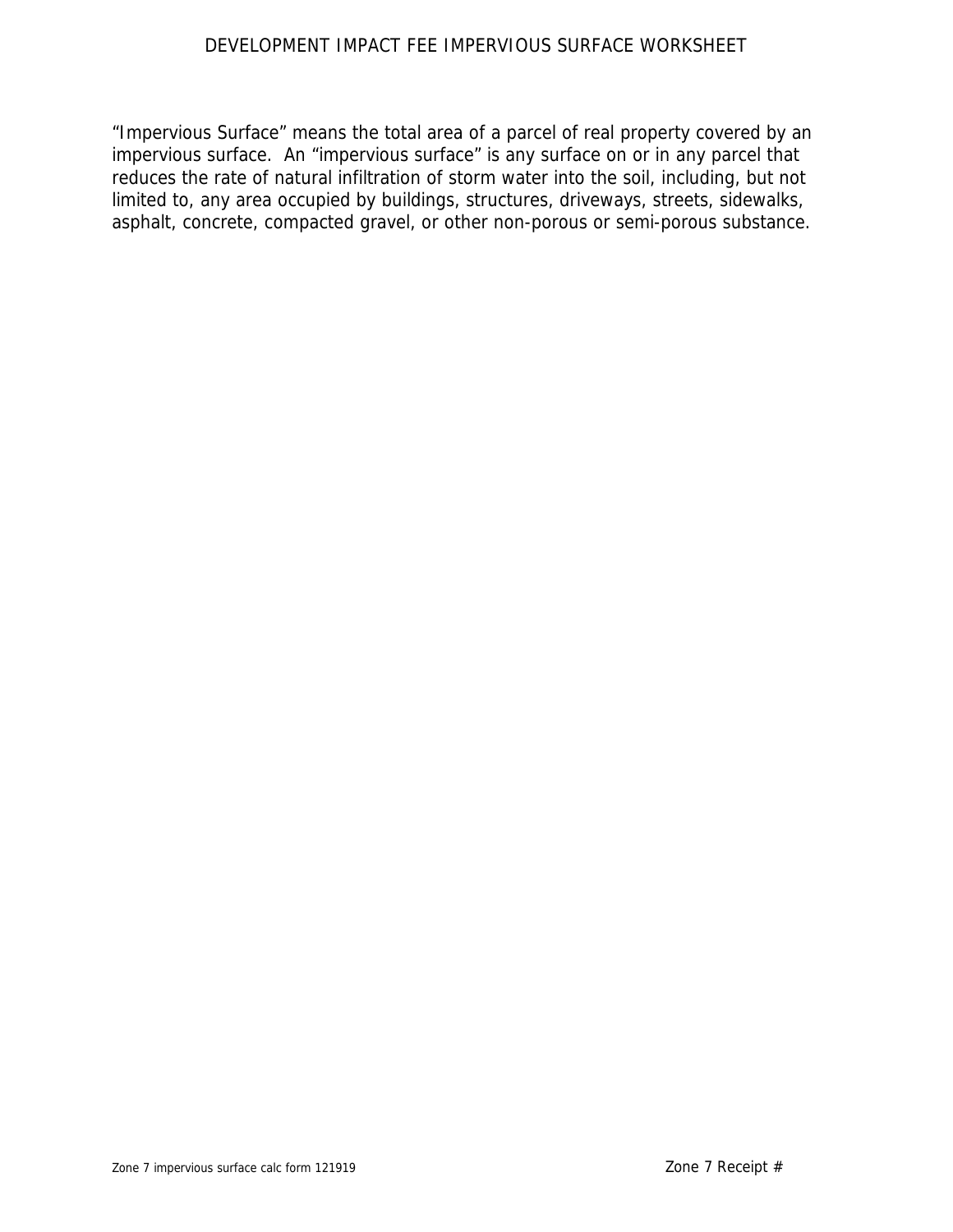# DEVELOPMENT IMPACT FEE IMPERVIOUS SURFACE WORKSHEET

"Impervious Surface" means the total area of a parcel of real property covered by an impervious surface. An "impervious surface" is any surface on or in any parcel that reduces the rate of natural infiltration of storm water into the soil, including, but not limited to, any area occupied by buildings, structures, driveways, streets, sidewalks, asphalt, concrete, compacted gravel, or other non-porous or semi-porous substance.